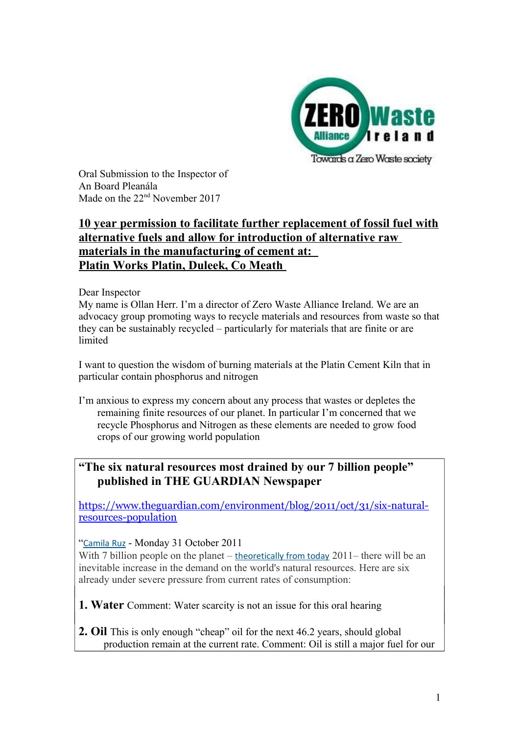Oral Submission to the Inspector of
An Board Pleanála
Made on the 22nd November 2017

## 10 year permission to facilitate further replacement of fossil fuel with alternative fuels and allow for introduction of alternative raw materials in the manufacturing of cement at: Platin Works Platin, Duleek, Co Meath

Dear Inspector
My name is Ollan Herr. I'm a director of Zero Waste Alliance Ireland. We are an advocacy group promoting ways to recycle materials and resources from waste so that they can be sustainably recycled – particularly for materials that are finite or are limited

I want to question the wisdom of burning materials at the Platin Cement Kiln that in particular contain phosphorus and nitrogen

I'm anxious to express my concern about any process that wastes or depletes the remaining finite resources of our planet. In particular I'm concerned that we recycle Phosphorus and Nitrogen as these elements are needed to grow food crops of our growing world population

**"The six natural resources most drained by our 7 billion people" published in THE GUARDIAN Newspaper**

https://www.theguardian.com/environment/blog/2011/oct/31/six-natural-resources-population

"Camila Ruz - Monday 31 October 2011
With 7 billion people on the planet – theoretically from today 2011– there will be an inevitable increase in the demand on the world's natural resources. Here are six already under severe pressure from current rates of consumption:

**1. Water** Comment: Water scarcity is not an issue for this oral hearing

**2. Oil** This is only enough "cheap" oil for the next 46.2 years, should global production remain at the current rate. Comment: Oil is still a major fuel for our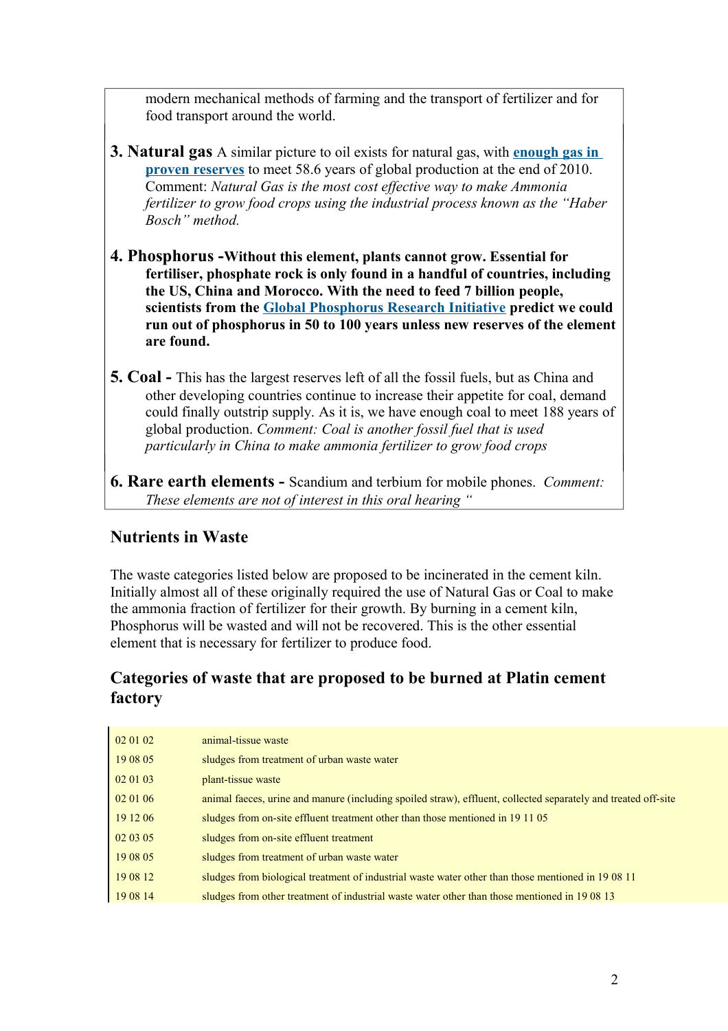modern mechanical methods of farming and the transport of fertilizer and for food transport around the world.

3. **Natural gas** A similar picture to oil exists for natural gas, with **enough gas in proven reserves** to meet 58.6 years of global production at the end of 2010. Comment: *Natural Gas is the most cost effective way to make Ammonia fertilizer to grow food crops using the industrial process known as the "Haber Bosch" method.*

4. **Phosphorus -Without this element, plants cannot grow. Essential for fertiliser, phosphate rock is only found in a handful of countries, including the US, China and Morocco. With the need to feed 7 billion people, scientists from the Global Phosphorus Research Initiative predict we could run out of phosphorus in 50 to 100 years unless new reserves of the element are found.**

5. **Coal -** This has the largest reserves left of all the fossil fuels, but as China and other developing countries continue to increase their appetite for coal, demand could finally outstrip supply. As it is, we have enough coal to meet 188 years of global production. *Comment: Coal is another fossil fuel that is used particularly in China to make ammonia fertilizer to grow food crops*

6. **Rare earth elements -** Scandium and terbium for mobile phones. *Comment: These elements are not of interest in this oral hearing "*

## Nutrients in Waste

The waste categories listed below are proposed to be incinerated in the cement kiln. Initially almost all of these originally required the use of Natural Gas or Coal to make the ammonia fraction of fertilizer for their growth. By burning in a cement kiln, Phosphorus will be wasted and will not be recovered. This is the other essential element that is necessary for fertilizer to produce food.

## Categories of waste that are proposed to be burned at Platin cement factory

| | |
|---|---|
| 02 01 02 | animal-tissue waste |
| 19 08 05 | sludges from treatment of urban waste water |
| 02 01 03 | plant-tissue waste |
| 02 01 06 | animal faeces, urine and manure (including spoiled straw), effluent, collected separately and treated off-site |
| 19 12 06 | sludges from on-site effluent treatment other than those mentioned in 19 11 05 |
| 02 03 05 | sludges from on-site effluent treatment |
| 19 08 05 | sludges from treatment of urban waste water |
| 19 08 12 | sludges from biological treatment of industrial waste water other than those mentioned in 19 08 11 |
| 19 08 14 | sludges from other treatment of industrial waste water other than those mentioned in 19 08 13 |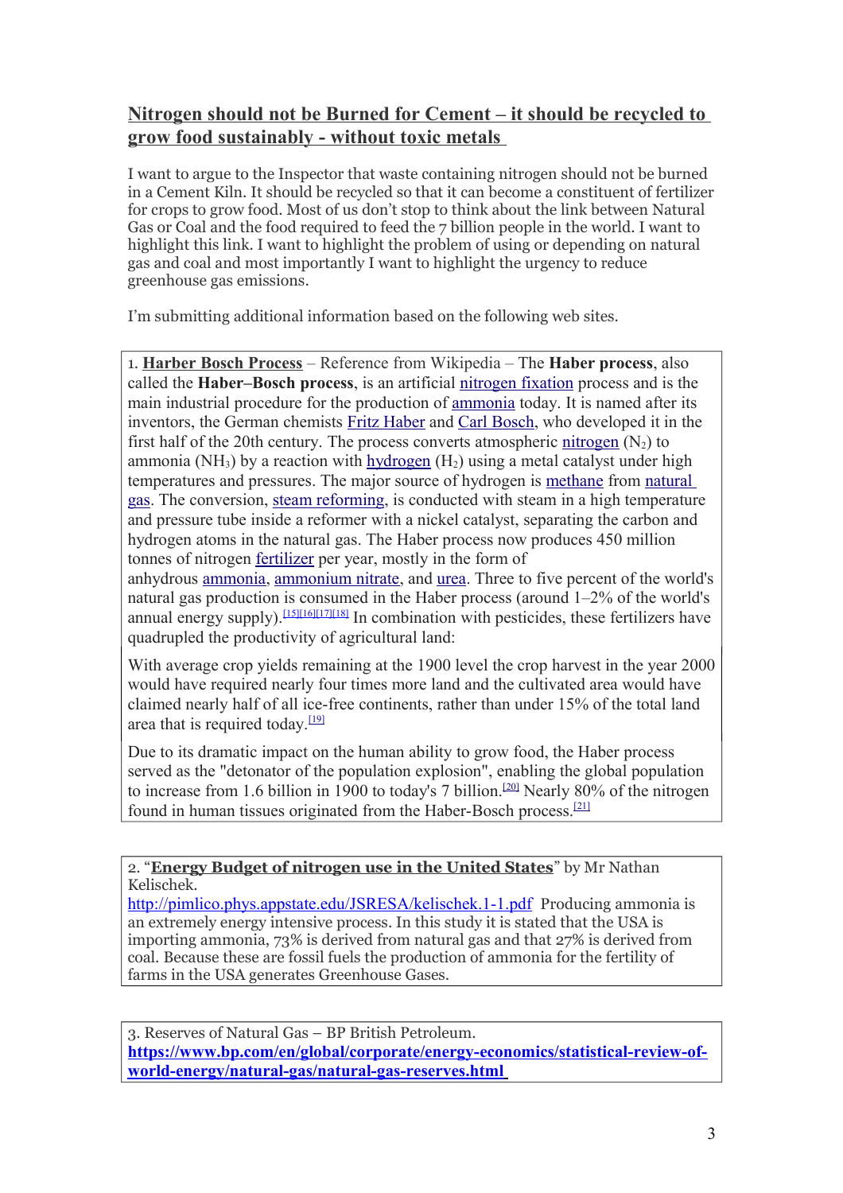## Nitrogen should not be Burned for Cement – it should be recycled to grow food sustainably - without toxic metals

I want to argue to the Inspector that waste containing nitrogen should not be burned in a Cement Kiln. It should be recycled so that it can become a constituent of fertilizer for crops to grow food. Most of us don't stop to think about the link between Natural Gas or Coal and the food required to feed the 7 billion people in the world. I want to highlight this link. I want to highlight the problem of using or depending on natural gas and coal and most importantly I want to highlight the urgency to reduce greenhouse gas emissions.

I'm submitting additional information based on the following web sites.

1. **Harber Bosch Process** – Reference from Wikipedia – The **Haber process**, also called the **Haber–Bosch process**, is an artificial nitrogen fixation process and is the main industrial procedure for the production of ammonia today. It is named after its inventors, the German chemists Fritz Haber and Carl Bosch, who developed it in the first half of the 20th century. The process converts atmospheric nitrogen ($N_2$) to ammonia ($NH_3$) by a reaction with hydrogen ($H_2$) using a metal catalyst under high temperatures and pressures. The major source of hydrogen is methane from natural gas. The conversion, steam reforming, is conducted with steam in a high temperature and pressure tube inside a reformer with a nickel catalyst, separating the carbon and hydrogen atoms in the natural gas. The Haber process now produces 450 million tonnes of nitrogen fertilizer per year, mostly in the form of anhydrous ammonia, ammonium nitrate, and urea. Three to five percent of the world's natural gas production is consumed in the Haber process (around 1–2% of the world's annual energy supply).[15][16][17][18] In combination with pesticides, these fertilizers have quadrupled the productivity of agricultural land:

With average crop yields remaining at the 1900 level the crop harvest in the year 2000 would have required nearly four times more land and the cultivated area would have claimed nearly half of all ice-free continents, rather than under 15% of the total land area that is required today.[19]

Due to its dramatic impact on the human ability to grow food, the Haber process served as the "detonator of the population explosion", enabling the global population to increase from 1.6 billion in 1900 to today's 7 billion.[20] Nearly 80% of the nitrogen found in human tissues originated from the Haber-Bosch process.[21]

2. "**Energy Budget of nitrogen use in the United States**" by Mr Nathan Kelischek.
http://pimlico.phys.appstate.edu/JSRESA/kelischek.1-1.pdf Producing ammonia is an extremely energy intensive process. In this study it is stated that the USA is importing ammonia, 73% is derived from natural gas and that 27% is derived from coal. Because these are fossil fuels the production of ammonia for the fertility of farms in the USA generates Greenhouse Gases.

3. Reserves of Natural Gas – BP British Petroleum.
**https://www.bp.com/en/global/corporate/energy-economics/statistical-review-of-world-energy/natural-gas/natural-gas-reserves.html**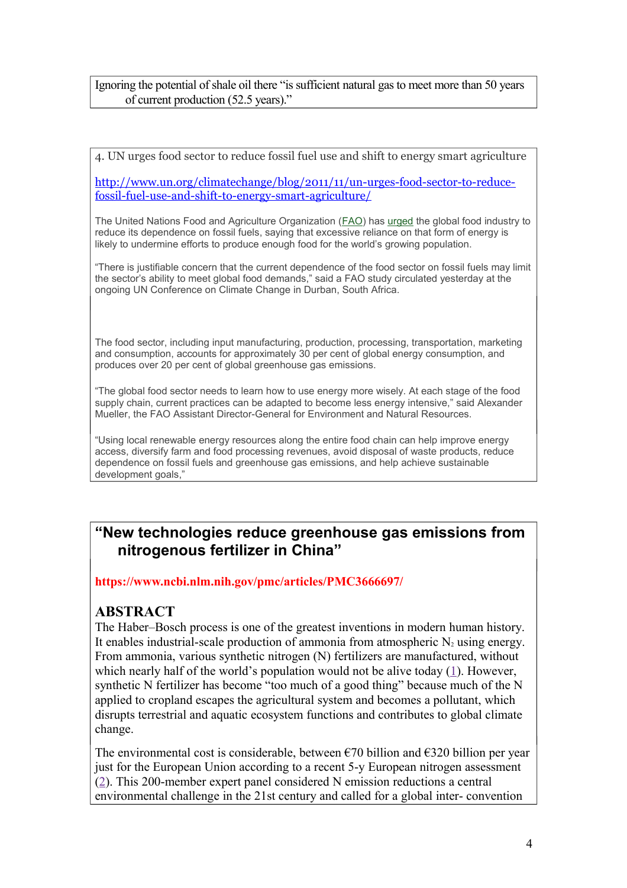Ignoring the potential of shale oil there "is sufficient natural gas to meet more than 50 years of current production (52.5 years)."

4. UN urges food sector to reduce fossil fuel use and shift to energy smart agriculture

http://www.un.org/climatechange/blog/2011/11/un-urges-food-sector-to-reduce-fossil-fuel-use-and-shift-to-energy-smart-agriculture/

The United Nations Food and Agriculture Organization (FAO) has urged the global food industry to reduce its dependence on fossil fuels, saying that excessive reliance on that form of energy is likely to undermine efforts to produce enough food for the world's growing population.

"There is justifiable concern that the current dependence of the food sector on fossil fuels may limit the sector's ability to meet global food demands," said a FAO study circulated yesterday at the ongoing UN Conference on Climate Change in Durban, South Africa.

The food sector, including input manufacturing, production, processing, transportation, marketing and consumption, accounts for approximately 30 per cent of global energy consumption, and produces over 20 per cent of global greenhouse gas emissions.

"The global food sector needs to learn how to use energy more wisely. At each stage of the food supply chain, current practices can be adapted to become less energy intensive," said Alexander Mueller, the FAO Assistant Director-General for Environment and Natural Resources.

"Using local renewable energy resources along the entire food chain can help improve energy access, diversify farm and food processing revenues, avoid disposal of waste products, reduce dependence on fossil fuels and greenhouse gas emissions, and help achieve sustainable development goals,"

## "New technologies reduce greenhouse gas emissions from nitrogenous fertilizer in China"

**https://www.ncbi.nlm.nih.gov/pmc/articles/PMC3666697/**

### ABSTRACT

The Haber–Bosch process is one of the greatest inventions in modern human history. It enables industrial-scale production of ammonia from atmospheric $N_2$ using energy. From ammonia, various synthetic nitrogen (N) fertilizers are manufactured, without which nearly half of the world's population would not be alive today (1). However, synthetic N fertilizer has become "too much of a good thing" because much of the N applied to cropland escapes the agricultural system and becomes a pollutant, which disrupts terrestrial and aquatic ecosystem functions and contributes to global climate change.

The environmental cost is considerable, between €70 billion and €320 billion per year just for the European Union according to a recent 5-y European nitrogen assessment (2). This 200-member expert panel considered N emission reductions a central environmental challenge in the 21st century and called for a global inter- convention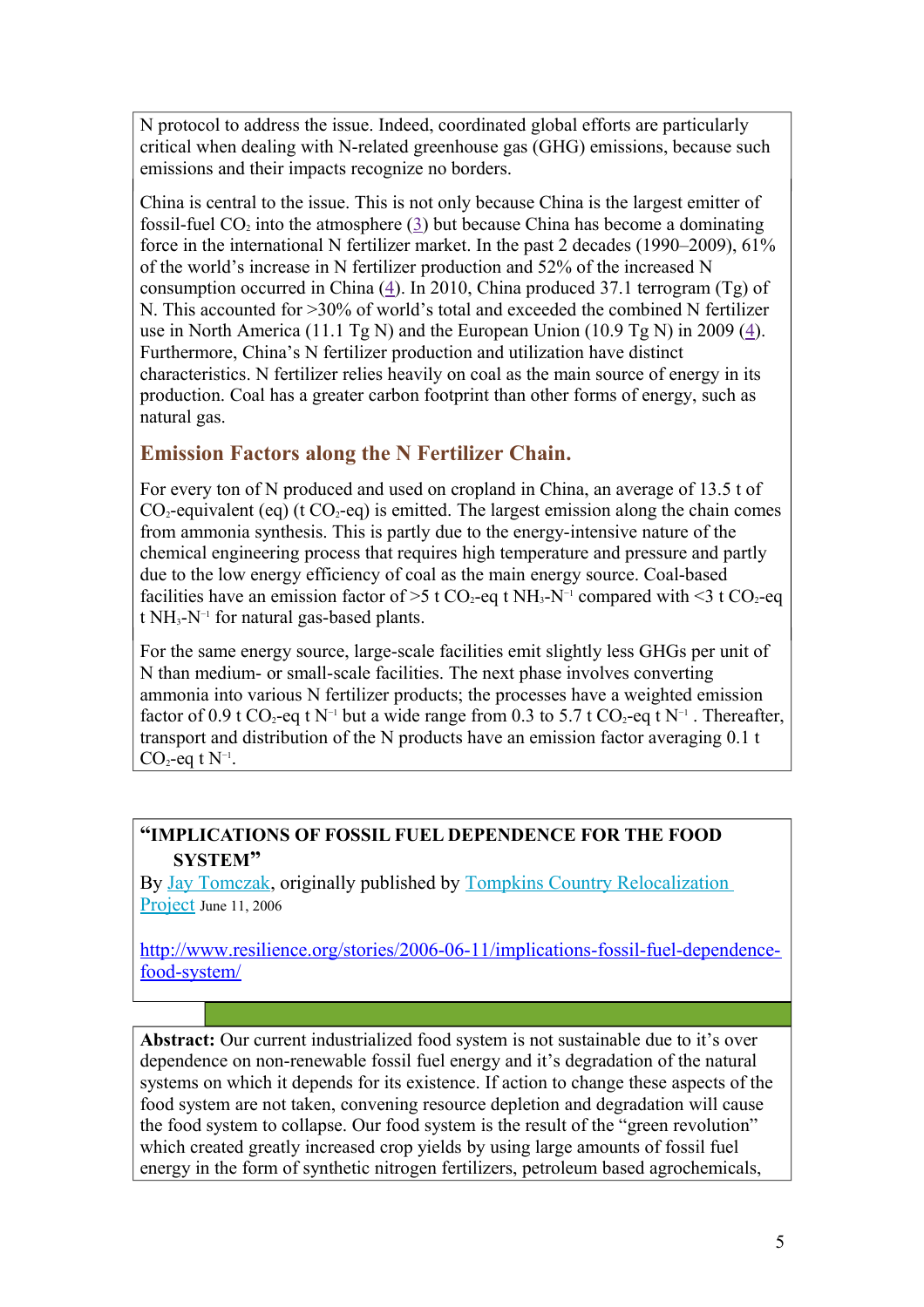N protocol to address the issue. Indeed, coordinated global efforts are particularly critical when dealing with N-related greenhouse gas (GHG) emissions, because such emissions and their impacts recognize no borders.

China is central to the issue. This is not only because China is the largest emitter of fossil-fuel $CO_2$ into the atmosphere (3) but because China has become a dominating force in the international N fertilizer market. In the past 2 decades (1990–2009), 61% of the world's increase in N fertilizer production and 52% of the increased N consumption occurred in China (4). In 2010, China produced 37.1 terrogram (Tg) of N. This accounted for >30% of world's total and exceeded the combined N fertilizer use in North America (11.1 Tg N) and the European Union (10.9 Tg N) in 2009 (4). Furthermore, China's N fertilizer production and utilization have distinct characteristics. N fertilizer relies heavily on coal as the main source of energy in its production. Coal has a greater carbon footprint than other forms of energy, such as natural gas.

## Emission Factors along the N Fertilizer Chain.

For every ton of N produced and used on cropland in China, an average of 13.5 t of $CO_2$-equivalent (eq) (t $CO_2$-eq) is emitted. The largest emission along the chain comes from ammonia synthesis. This is partly due to the energy-intensive nature of the chemical engineering process that requires high temperature and pressure and partly due to the low energy efficiency of coal as the main energy source. Coal-based facilities have an emission factor of >5 t $CO_2$-eq t $NH_3$-$N^{-1}$ compared with <3 t $CO_2$-eq t $NH_3$-$N^{-1}$ for natural gas-based plants.

For the same energy source, large-scale facilities emit slightly less GHGs per unit of N than medium- or small-scale facilities. The next phase involves converting ammonia into various N fertilizer products; the processes have a weighted emission factor of 0.9 t $CO_2$-eq t $N^{-1}$ but a wide range from 0.3 to 5.7 t $CO_2$-eq t $N^{-1}$ . Thereafter, transport and distribution of the N products have an emission factor averaging 0.1 t $CO_2$-eq t $N^{-1}$.

**"IMPLICATIONS OF FOSSIL FUEL DEPENDENCE FOR THE FOOD SYSTEM"**

By Jay Tomczak, originally published by Tompkins Country Relocalization Project June 11, 2006

http://www.resilience.org/stories/2006-06-11/implications-fossil-fuel-dependence-food-system/

**Abstract:** Our current industrialized food system is not sustainable due to it's over dependence on non-renewable fossil fuel energy and it's degradation of the natural systems on which it depends for its existence. If action to change these aspects of the food system are not taken, convening resource depletion and degradation will cause the food system to collapse. Our food system is the result of the "green revolution" which created greatly increased crop yields by using large amounts of fossil fuel energy in the form of synthetic nitrogen fertilizers, petroleum based agrochemicals,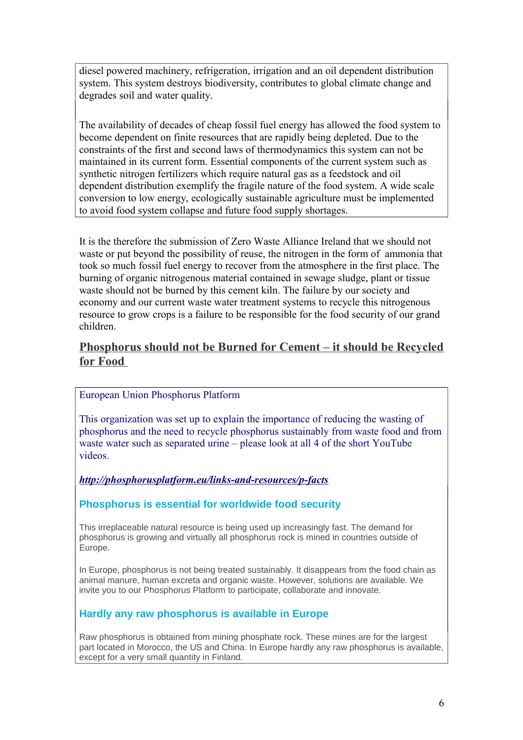diesel powered machinery, refrigeration, irrigation and an oil dependent distribution system. This system destroys biodiversity, contributes to global climate change and degrades soil and water quality.

The availability of decades of cheap fossil fuel energy has allowed the food system to become dependent on finite resources that are rapidly being depleted. Due to the constraints of the first and second laws of thermodynamics this system can not be maintained in its current form. Essential components of the current system such as synthetic nitrogen fertilizers which require natural gas as a feedstock and oil dependent distribution exemplify the fragile nature of the food system. A wide scale conversion to low energy, ecologically sustainable agriculture must be implemented to avoid food system collapse and future food supply shortages.

It is the therefore the submission of Zero Waste Alliance Ireland that we should not waste or put beyond the possibility of reuse, the nitrogen in the form of ammonia that took so much fossil fuel energy to recover from the atmosphere in the first place. The burning of organic nitrogenous material contained in sewage sludge, plant or tissue waste should not be burned by this cement kiln. The failure by our society and economy and our current waste water treatment systems to recycle this nitrogenous resource to grow crops is a failure to be responsible for the food security of our grand children.

## Phosphorus should not be Burned for Cement – it should be Recycled for Food

European Union Phosphorus Platform

This organization was set up to explain the importance of reducing the wasting of phosphorus and the need to recycle phosphorus sustainably from waste food and from waste water such as separated urine – please look at all 4 of the short YouTube videos.

***http://phosphorusplatform.eu/links-and-resources/p-facts***

### Phosphorus is essential for worldwide food security

This irreplaceable natural resource is being used up increasingly fast. The demand for phosphorus is growing and virtually all phosphorus rock is mined in countries outside of Europe.

In Europe, phosphorus is not being treated sustainably. It disappears from the food chain as animal manure, human excreta and organic waste. However, solutions are available. We invite you to our Phosphorus Platform to participate, collaborate and innovate.

### Hardly any raw phosphorus is available in Europe

Raw phosphorus is obtained from mining phosphate rock. These mines are for the largest part located in Morocco, the US and China. In Europe hardly any raw phosphorus is available, except for a very small quantity in Finland.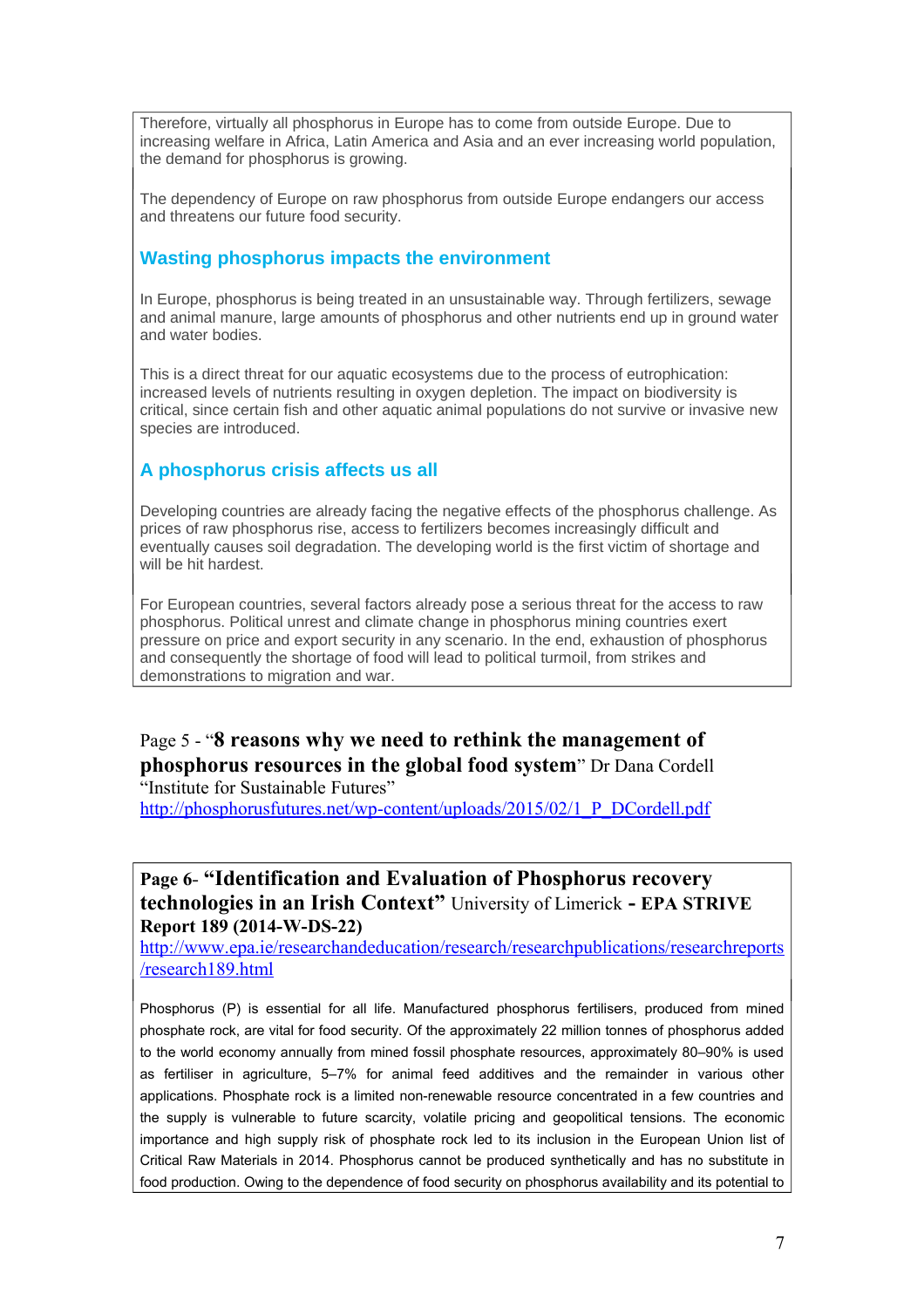Therefore, virtually all phosphorus in Europe has to come from outside Europe. Due to increasing welfare in Africa, Latin America and Asia and an ever increasing world population, the demand for phosphorus is growing.

The dependency of Europe on raw phosphorus from outside Europe endangers our access and threatens our future food security.

### Wasting phosphorus impacts the environment

In Europe, phosphorus is being treated in an unsustainable way. Through fertilizers, sewage and animal manure, large amounts of phosphorus and other nutrients end up in ground water and water bodies.

This is a direct threat for our aquatic ecosystems due to the process of eutrophication: increased levels of nutrients resulting in oxygen depletion. The impact on biodiversity is critical, since certain fish and other aquatic animal populations do not survive or invasive new species are introduced.

### A phosphorus crisis affects us all

Developing countries are already facing the negative effects of the phosphorus challenge. As prices of raw phosphorus rise, access to fertilizers becomes increasingly difficult and eventually causes soil degradation. The developing world is the first victim of shortage and will be hit hardest.

For European countries, several factors already pose a serious threat for the access to raw phosphorus. Political unrest and climate change in phosphorus mining countries exert pressure on price and export security in any scenario. In the end, exhaustion of phosphorus and consequently the shortage of food will lead to political turmoil, from strikes and demonstrations to migration and war.

Page 5 - "**8 reasons why we need to rethink the management of phosphorus resources in the global food system**" Dr Dana Cordell "Institute for Sustainable Futures"
http://phosphorusfutures.net/wp-content/uploads/2015/02/1_P_DCordell.pdf

**Page 6- "Identification and Evaluation of Phosphorus recovery technologies in an Irish Context"** University of Limerick **- EPA STRIVE Report 189 (2014-W-DS-22)**
http://www.epa.ie/researchandeducation/research/researchpublications/researchreports/research189.html

Phosphorus (P) is essential for all life. Manufactured phosphorus fertilisers, produced from mined phosphate rock, are vital for food security. Of the approximately 22 million tonnes of phosphorus added to the world economy annually from mined fossil phosphate resources, approximately 80–90% is used as fertiliser in agriculture, 5–7% for animal feed additives and the remainder in various other applications. Phosphate rock is a limited non-renewable resource concentrated in a few countries and the supply is vulnerable to future scarcity, volatile pricing and geopolitical tensions. The economic importance and high supply risk of phosphate rock led to its inclusion in the European Union list of Critical Raw Materials in 2014. Phosphorus cannot be produced synthetically and has no substitute in food production. Owing to the dependence of food security on phosphorus availability and its potential to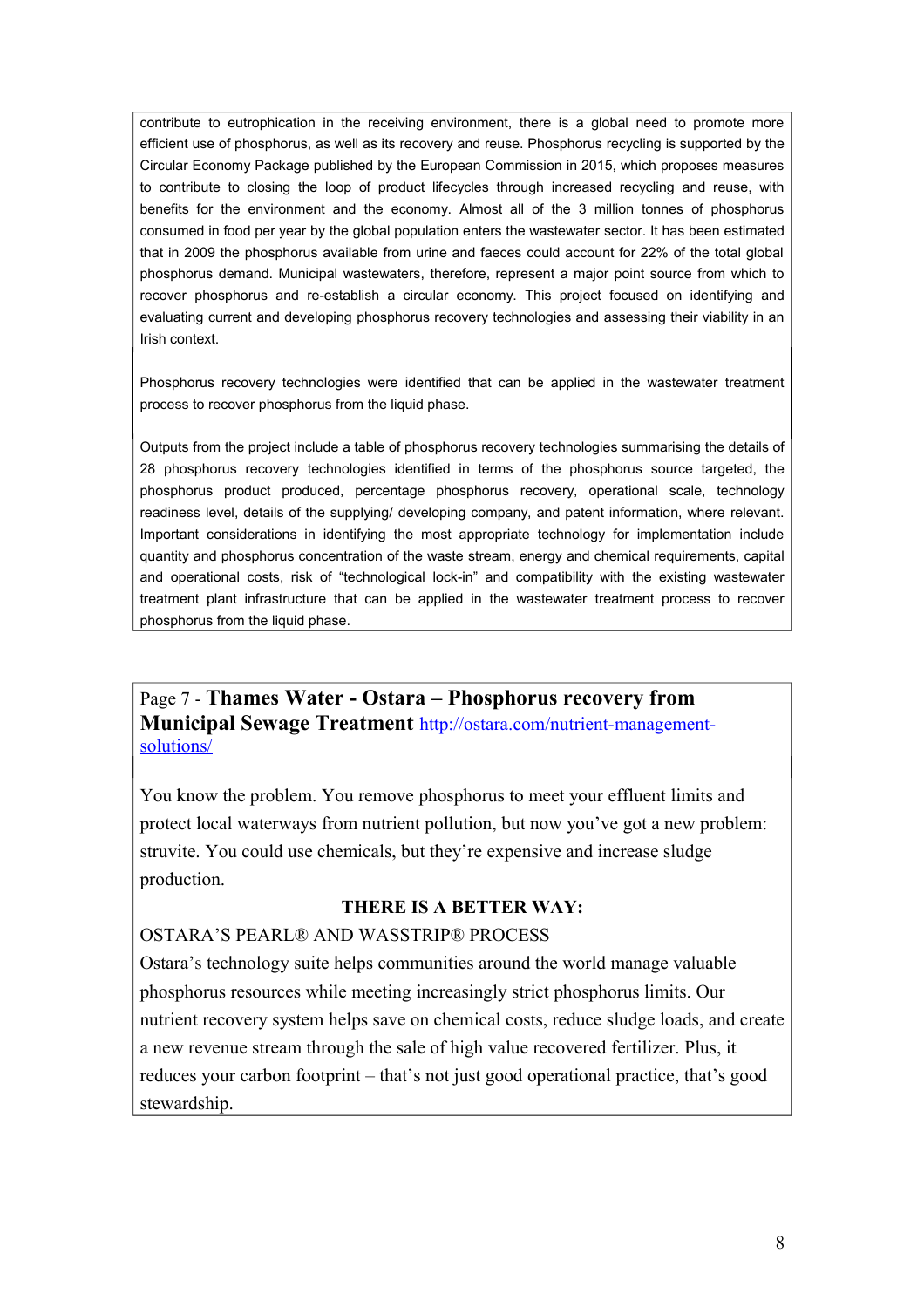contribute to eutrophication in the receiving environment, there is a global need to promote more efficient use of phosphorus, as well as its recovery and reuse. Phosphorus recycling is supported by the Circular Economy Package published by the European Commission in 2015, which proposes measures to contribute to closing the loop of product lifecycles through increased recycling and reuse, with benefits for the environment and the economy. Almost all of the 3 million tonnes of phosphorus consumed in food per year by the global population enters the wastewater sector. It has been estimated that in 2009 the phosphorus available from urine and faeces could account for 22% of the total global phosphorus demand. Municipal wastewaters, therefore, represent a major point source from which to recover phosphorus and re-establish a circular economy. This project focused on identifying and evaluating current and developing phosphorus recovery technologies and assessing their viability in an Irish context.

Phosphorus recovery technologies were identified that can be applied in the wastewater treatment process to recover phosphorus from the liquid phase.

Outputs from the project include a table of phosphorus recovery technologies summarising the details of 28 phosphorus recovery technologies identified in terms of the phosphorus source targeted, the phosphorus product produced, percentage phosphorus recovery, operational scale, technology readiness level, details of the supplying/ developing company, and patent information, where relevant. Important considerations in identifying the most appropriate technology for implementation include quantity and phosphorus concentration of the waste stream, energy and chemical requirements, capital and operational costs, risk of "technological lock-in" and compatibility with the existing wastewater treatment plant infrastructure that can be applied in the wastewater treatment process to recover phosphorus from the liquid phase.

## Page 7 - **Thames Water - Ostara – Phosphorus recovery from Municipal Sewage Treatment** http://ostara.com/nutrient-management-solutions/

You know the problem. You remove phosphorus to meet your effluent limits and protect local waterways from nutrient pollution, but now you've got a new problem: struvite. You could use chemicals, but they're expensive and increase sludge production.

**THERE IS A BETTER WAY:**

OSTARA'S PEARL® AND WASSTRIP® PROCESS

Ostara's technology suite helps communities around the world manage valuable phosphorus resources while meeting increasingly strict phosphorus limits. Our nutrient recovery system helps save on chemical costs, reduce sludge loads, and create a new revenue stream through the sale of high value recovered fertilizer. Plus, it reduces your carbon footprint – that's not just good operational practice, that's good stewardship.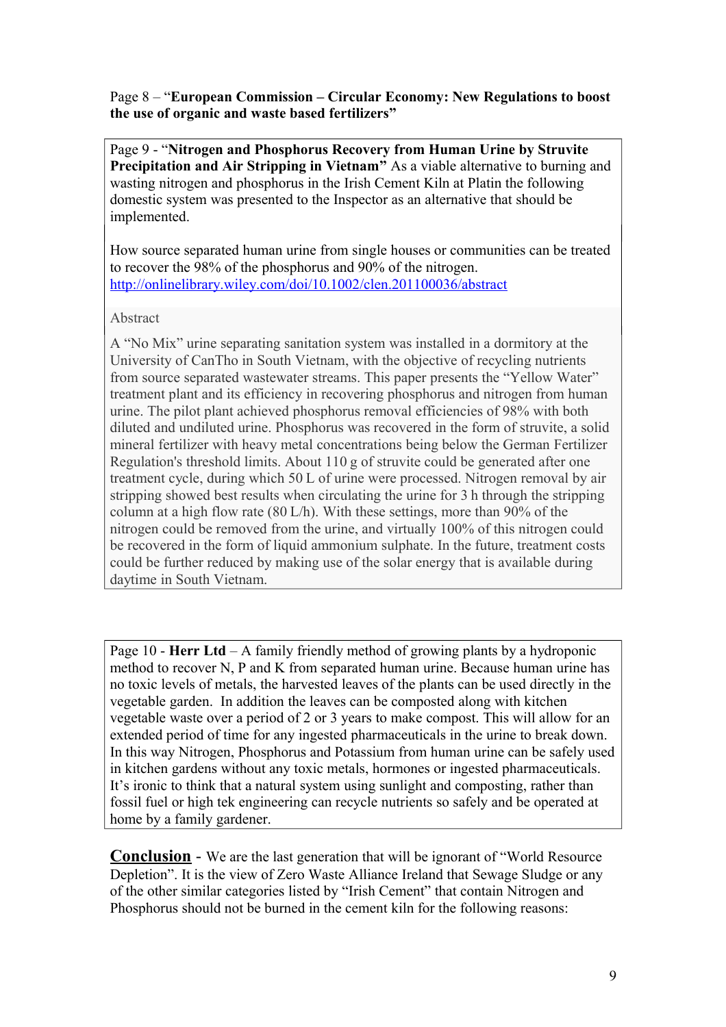Page 8 – "**European Commission – Circular Economy: New Regulations to boost the use of organic and waste based fertilizers"**

Page 9 - "**Nitrogen and Phosphorus Recovery from Human Urine by Struvite Precipitation and Air Stripping in Vietnam"** As a viable alternative to burning and wasting nitrogen and phosphorus in the Irish Cement Kiln at Platin the following domestic system was presented to the Inspector as an alternative that should be implemented.

How source separated human urine from single houses or communities can be treated to recover the 98% of the phosphorus and 90% of the nitrogen.
http://onlinelibrary.wiley.com/doi/10.1002/clen.201100036/abstract

Abstract

A "No Mix" urine separating sanitation system was installed in a dormitory at the University of CanTho in South Vietnam, with the objective of recycling nutrients from source separated wastewater streams. This paper presents the "Yellow Water" treatment plant and its efficiency in recovering phosphorus and nitrogen from human urine. The pilot plant achieved phosphorus removal efficiencies of 98% with both diluted and undiluted urine. Phosphorus was recovered in the form of struvite, a solid mineral fertilizer with heavy metal concentrations being below the German Fertilizer Regulation's threshold limits. About 110 g of struvite could be generated after one treatment cycle, during which 50 L of urine were processed. Nitrogen removal by air stripping showed best results when circulating the urine for 3 h through the stripping column at a high flow rate (80 L/h). With these settings, more than 90% of the nitrogen could be removed from the urine, and virtually 100% of this nitrogen could be recovered in the form of liquid ammonium sulphate. In the future, treatment costs could be further reduced by making use of the solar energy that is available during daytime in South Vietnam.

Page 10 - **Herr Ltd** – A family friendly method of growing plants by a hydroponic method to recover N, P and K from separated human urine. Because human urine has no toxic levels of metals, the harvested leaves of the plants can be used directly in the vegetable garden. In addition the leaves can be composted along with kitchen vegetable waste over a period of 2 or 3 years to make compost. This will allow for an extended period of time for any ingested pharmaceuticals in the urine to break down. In this way Nitrogen, Phosphorus and Potassium from human urine can be safely used in kitchen gardens without any toxic metals, hormones or ingested pharmaceuticals. It's ironic to think that a natural system using sunlight and composting, rather than fossil fuel or high tek engineering can recycle nutrients so safely and be operated at home by a family gardener.

**Conclusion** - We are the last generation that will be ignorant of "World Resource Depletion". It is the view of Zero Waste Alliance Ireland that Sewage Sludge or any of the other similar categories listed by "Irish Cement" that contain Nitrogen and Phosphorus should not be burned in the cement kiln for the following reasons: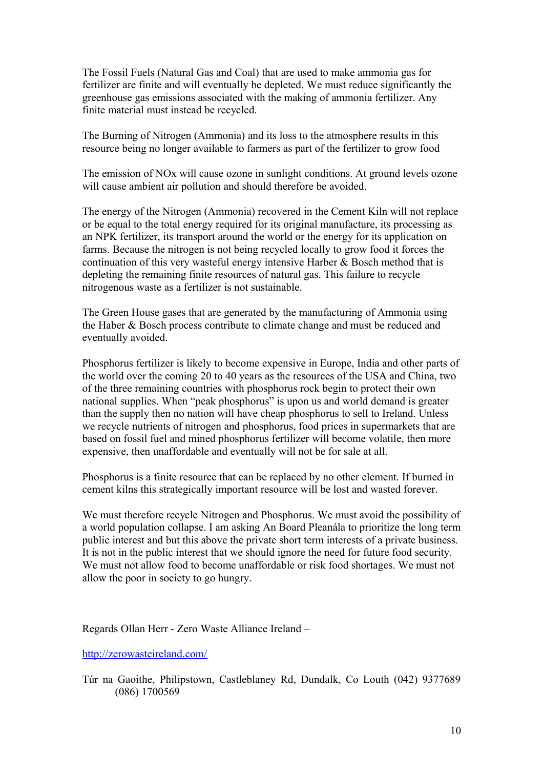The Fossil Fuels (Natural Gas and Coal) that are used to make ammonia gas for fertilizer are finite and will eventually be depleted. We must reduce significantly the greenhouse gas emissions associated with the making of ammonia fertilizer. Any finite material must instead be recycled.

The Burning of Nitrogen (Ammonia) and its loss to the atmosphere results in this resource being no longer available to farmers as part of the fertilizer to grow food

The emission of NOx will cause ozone in sunlight conditions. At ground levels ozone will cause ambient air pollution and should therefore be avoided.

The energy of the Nitrogen (Ammonia) recovered in the Cement Kiln will not replace or be equal to the total energy required for its original manufacture, its processing as an NPK fertilizer, its transport around the world or the energy for its application on farms. Because the nitrogen is not being recycled locally to grow food it forces the continuation of this very wasteful energy intensive Harber & Bosch method that is depleting the remaining finite resources of natural gas. This failure to recycle nitrogenous waste as a fertilizer is not sustainable.

The Green House gases that are generated by the manufacturing of Ammonia using the Haber & Bosch process contribute to climate change and must be reduced and eventually avoided.

Phosphorus fertilizer is likely to become expensive in Europe, India and other parts of the world over the coming 20 to 40 years as the resources of the USA and China, two of the three remaining countries with phosphorus rock begin to protect their own national supplies. When "peak phosphorus" is upon us and world demand is greater than the supply then no nation will have cheap phosphorus to sell to Ireland. Unless we recycle nutrients of nitrogen and phosphorus, food prices in supermarkets that are based on fossil fuel and mined phosphorus fertilizer will become volatile, then more expensive, then unaffordable and eventually will not be for sale at all.

Phosphorus is a finite resource that can be replaced by no other element. If burned in cement kilns this strategically important resource will be lost and wasted forever.

We must therefore recycle Nitrogen and Phosphorus. We must avoid the possibility of a world population collapse. I am asking An Board Pleanála to prioritize the long term public interest and but this above the private short term interests of a private business. It is not in the public interest that we should ignore the need for future food security. We must not allow food to become unaffordable or risk food shortages. We must not allow the poor in society to go hungry.

Regards Ollan Herr - Zero Waste Alliance Ireland –

http://zerowasteireland.com/

Túr na Gaoithe, Philipstown, Castleblaney Rd, Dundalk, Co Louth (042) 9377689 (086) 1700569